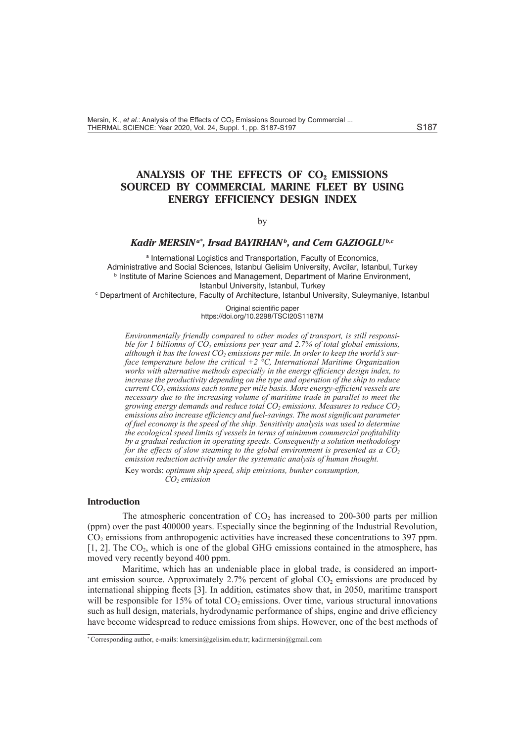# ANALYSIS OF THE EFFECTS OF $CO_2$ EMISSIONS SOURCED BY COMMERCIAL MARINE FLEET BY USING ENERGY EFFICIENCY DESIGN INDEX

by

***Kadir MERSIN[a*], Irsad BAYIRHAN[b], and Cem GAZIOGLU[b,c]***

[a] International Logistics and Transportation, Faculty of Economics, Administrative and Social Sciences, Istanbul Gelisim University, Avcilar, Istanbul, Turkey
[b] Institute of Marine Sciences and Management, Department of Marine Environment, Istanbul University, Istanbul, Turkey
[c] Department of Architecture, Faculty of Architecture, Istanbul University, Suleymaniye, Istanbul

Original scientific paper
https://doi.org/10.2298/TSCI20S1187M

*Environmentally friendly compared to other modes of transport, is still responsible for 1 billionns of $CO_2$ emissions per year and 2.7% of total global emissions, although it has the lowest $CO_2$ emissions per mile. In order to keep the world's surface temperature below the critical +2 °C, International Maritime Organization works with alternative methods especially in the energy efficiency design index, to increase the productivity depending on the type and operation of the ship to reduce current $CO_2$ emissions each tonne per mile basis. More energy-efficient vessels are necessary due to the increasing volume of maritime trade in parallel to meet the growing energy demands and reduce total $CO_2$ emissions. Measures to reduce $CO_2$ emissions also increase efficiency and fuel-savings. The most significant parameter of fuel economy is the speed of the ship. Sensitivity analysis was used to determine the ecological speed limits of vessels in terms of minimum commercial profitability by a gradual reduction in operating speeds. Consequently a solution methodology for the effects of slow steaming to the global environment is presented as a $CO_2$ emission reduction activity under the systematic analysis of human thought.*

Key words: *optimum ship speed, ship emissions, bunker consumption, $CO_2$ emission*

## Introduction

The atmospheric concentration of $CO_2$ has increased to 200-300 parts per million (ppm) over the past 400000 years. Especially since the beginning of the Industrial Revolution, $CO_2$ emissions from anthropogenic activities have increased these concentrations to 397 ppm. [1, 2]. The $CO_2$, which is one of the global GHG emissions contained in the atmosphere, has moved very recently beyond 400 ppm.

Maritime, which has an undeniable place in global trade, is considered an important emission source. Approximately 2.7% percent of global $CO_2$ emissions are produced by international shipping fleets [3]. In addition, estimates show that, in 2050, maritime transport will be responsible for 15% of total $CO_2$ emissions. Over time, various structural innovations such as hull design, materials, hydrodynamic performance of ships, engine and drive efficiency have become widespread to reduce emissions from ships. However, one of the best methods of

---

\* Corresponding author, e-mails: kmersin@gelisim.edu.tr; kadirmersin@gmail.com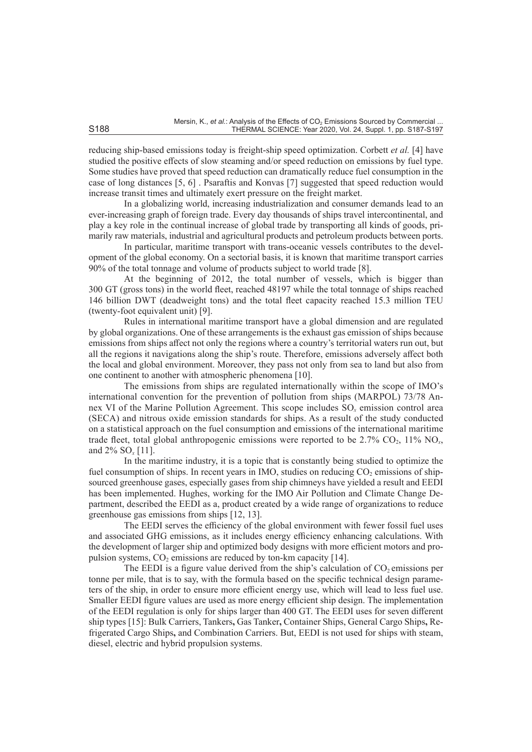reducing ship-based emissions today is freight-ship speed optimization. Corbett *et al.* [4] have studied the positive effects of slow steaming and/or speed reduction on emissions by fuel type. Some studies have proved that speed reduction can dramatically reduce fuel consumption in the case of long distances [5, 6] . Psaraftis and Konvas [7] suggested that speed reduction would increase transit times and ultimately exert pressure on the freight market.

In a globalizing world, increasing industrialization and consumer demands lead to an ever-increasing graph of foreign trade. Every day thousands of ships travel intercontinental, and play a key role in the continual increase of global trade by transporting all kinds of goods, primarily raw materials, industrial and agricultural products and petroleum products between ports.

In particular, maritime transport with trans-oceanic vessels contributes to the development of the global economy. On a sectorial basis, it is known that maritime transport carries 90% of the total tonnage and volume of products subject to world trade [8].

At the beginning of 2012, the total number of vessels, which is bigger than 300 GT (gross tons) in the world fleet, reached 48197 while the total tonnage of ships reached 146 billion DWT (deadweight tons) and the total fleet capacity reached 15.3 million TEU (twenty-foot equivalent unit) [9].

Rules in international maritime transport have a global dimension and are regulated by global organizations. One of these arrangements is the exhaust gas emission of ships because emissions from ships affect not only the regions where a country's territorial waters run out, but all the regions it navigations along the ship's route. Therefore, emissions adversely affect both the local and global environment. Moreover, they pass not only from sea to land but also from one continent to another with atmospheric phenomena [10].

The emissions from ships are regulated internationally within the scope of IMO's international convention for the prevention of pollution from ships (MARPOL) 73/78 Annex VI of the Marine Pollution Agreement. This scope includes $SO_x$ emission control area (SECA) and nitrous oxide emission standards for ships. As a result of the study conducted on a statistical approach on the fuel consumption and emissions of the international maritime trade fleet, total global anthropogenic emissions were reported to be 2.7% $CO_2$, 11% $NO_x$, and 2% $SO_x$ [11].

In the maritime industry, it is a topic that is constantly being studied to optimize the fuel consumption of ships. In recent years in IMO, studies on reducing $CO_2$ emissions of ship-sourced greenhouse gases, especially gases from ship chimneys have yielded a result and EEDI has been implemented. Hughes, working for the IMO Air Pollution and Climate Change Department, described the EEDI as a, product created by a wide range of organizations to reduce greenhouse gas emissions from ships [12, 13].

The EEDI serves the efficiency of the global environment with fewer fossil fuel uses and associated GHG emissions, as it includes energy efficiency enhancing calculations. With the development of larger ship and optimized body designs with more efficient motors and propulsion systems, $CO_2$ emissions are reduced by ton-km capacity [14].

The EEDI is a figure value derived from the ship's calculation of $CO_2$ emissions per tonne per mile, that is to say, with the formula based on the specific technical design parameters of the ship, in order to ensure more efficient energy use, which will lead to less fuel use. Smaller EEDI figure values are used as more energy efficient ship design. The implementation of the EEDI regulation is only for ships larger than 400 GT. The EEDI uses for seven different ship types [15]: Bulk Carriers, Tankers**,** Gas Tanker**,** Container Ships, General Cargo Ships**,** Refrigerated Cargo Ships**,** and Combination Carriers. But, EEDI is not used for ships with steam, diesel, electric and hybrid propulsion systems.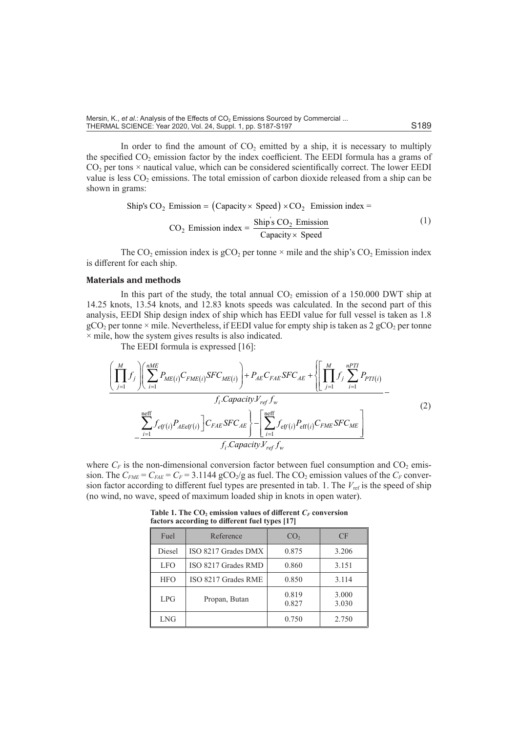In order to find the amount of $CO_2$ emitted by a ship, it is necessary to multiply the specified $CO_2$ emission factor by the index coefficient. The EEDI formula has a grams of $CO_2$ per tons × nautical value, which can be considered scientifically correct. The lower EEDI value is less $CO_2$ emissions. The total emission of carbon dioxide released from a ship can be shown in grams:

$$\text{Ship's } CO_2 \text{ Emission} = (\text{Capacity} \times \text{Speed}) \times CO_2 \text{ Emission index} =$$
$$CO_2 \text{ Emission index} = \frac{\text{Ship's } CO_2 \text{ Emission}}{\text{Capacity} \times \text{Speed}} \tag{1}$$

The $CO_2$ emission index is $gCO_2$ per tonne × mile and the ship's $CO_2$ Emission index is different for each ship.

### Materials and methods

In this part of the study, the total annual $CO_2$ emission of a 150.000 DWT ship at 14.25 knots, 13.54 knots, and 12.83 knots speeds was calculated. In the second part of this analysis, EEDI Ship design index of ship which has EEDI value for full vessel is taken as 1.8 $gCO_2$ per tonne × mile. Nevertheless, if EEDI value for empty ship is taken as 2 $gCO_2$ per tonne × mile, how the system gives results is also indicated.

The EEDI formula is expressed [16]:

$$\frac{\left(\prod_{j=1}^{M} f_j\right)\left(\sum_{i=1}^{nME} P_{ME(i)} C_{FME(i)} SFC_{ME(i)}\right) + P_{AE} C_{FAE} SFC_{AE} + \left\{\left[\prod_{j=1}^{M} f_j \sum_{i=1}^{nPTI} P_{PTI(i)}\right.\right.}{f_i . Capacity . V_{ref} f_w} -$$
$$- \frac{\left.\left.\sum_{i=1}^{\text{neff}} f_{eff(i)} P_{AEeff(i)}\right] C_{FAE} SFC_{AE}\right\} - \left[\sum_{i=1}^{\text{neff}} f_{\text{eff}(i)} P_{\text{eff}(i)} C_{FME} SFC_{ME}\right]}{f_i . Capacity . V_{ref} f_w} \tag{2}$$

where $C_F$ is the non-dimensional conversion factor between fuel consumption and $CO_2$ emission. The $C_{FME} = C_{FAE} = C_F = 3.1144$ $gCO_2$/g as fuel. The $CO_2$ emission values of the $C_F$ conversion factor according to different fuel types are presented in tab. 1. The $V_{\text{ref}}$ is the speed of ship (no wind, no wave, speed of maximum loaded ship in knots in open water).

**Table 1. The $CO_2$ emission values of different $C_F$ conversion factors according to different fuel types [17]**

| Fuel | Reference | $CO_2$ | CF |
|---|---|---|---|
| Diesel | ISO 8217 Grades DMX | 0.875 | 3.206 |
| LFO | ISO 8217 Grades RMD | 0.860 | 3.151 |
| HFO | ISO 8217 Grades RME | 0.850 | 3.114 |
| LPG | Propan, Butan | 0.819<br>0.827 | 3.000<br>3.030 |
| LNG | | 0.750 | 2.750 |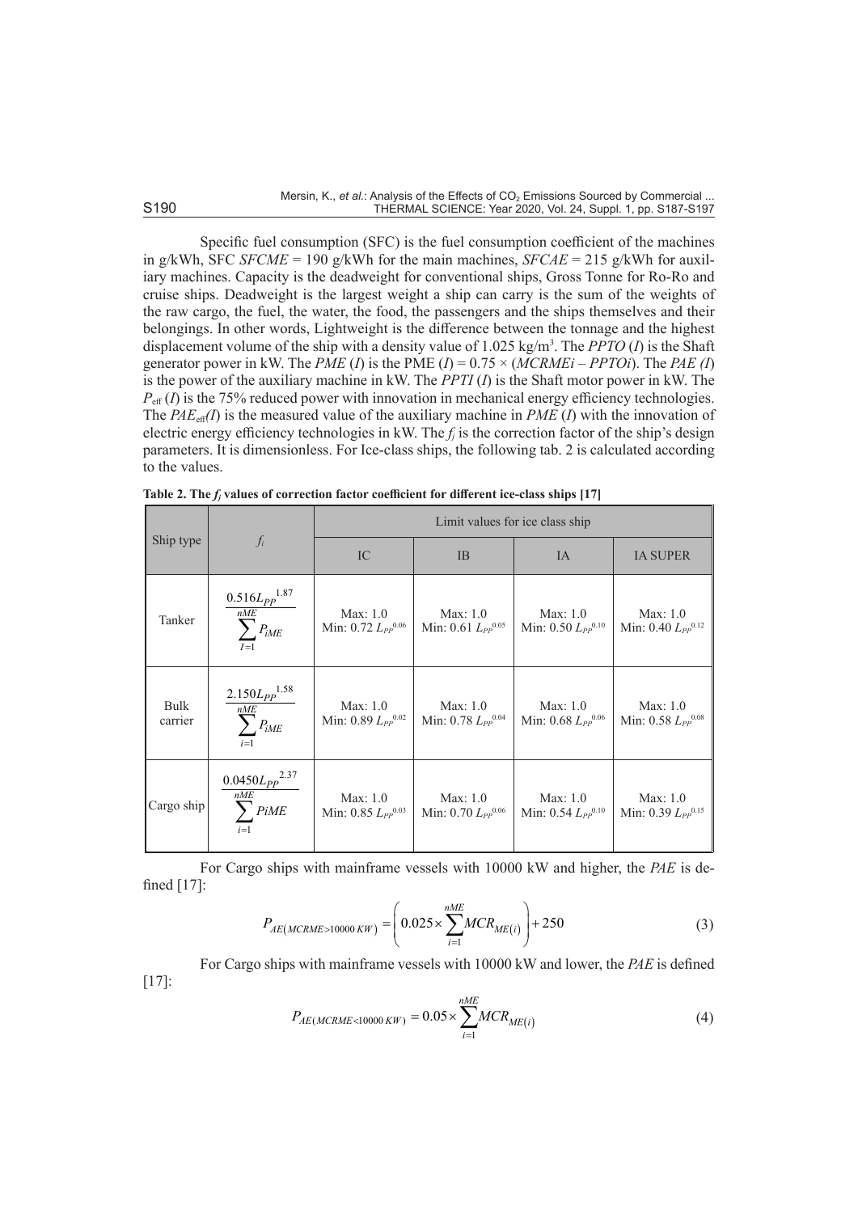Specific fuel consumption (SFC) is the fuel consumption coefficient of the machines in g/kWh, SFC $SFCME$ = 190 g/kWh for the main machines, $SFCAE$ = 215 g/kWh for auxiliary machines. Capacity is the deadweight for conventional ships, Gross Tonne for Ro-Ro and cruise ships. Deadweight is the largest weight a ship can carry is the sum of the weights of the raw cargo, the fuel, the water, the food, the passengers and the ships themselves and their belongings. In other words, Lightweight is the difference between the tonnage and the highest displacement volume of the ship with a density value of 1.025 kg/m$^3$. The $PPTO$ ($I$) is the Shaft generator power in kW. The $PME$ ($I$) is the PME ($I$) = 0.75 × ($MCRMEi$ – $PPTOi$). The $PAE$ ($I$) is the power of the auxiliary machine in kW. The $PPTI$ ($I$) is the Shaft motor power in kW. The $P_{\text{eff}}$ ($I$) is the 75% reduced power with innovation in mechanical energy efficiency technologies. The $PAE_{\text{eff}}(I)$ is the measured value of the auxiliary machine in $PME$ ($I$) with the innovation of electric energy efficiency technologies in kW. The $f_j$ is the correction factor of the ship's design parameters. It is dimensionless. For Ice-class ships, the following tab. 2 is calculated according to the values.

**Table 2. The $f_j$ values of correction factor coefficient for different ice-class ships [17]**

| Ship type | $f_i$ | Limit values for ice class ship | | | |
|---|---|---|---|---|---|
| | | IC | IB | IA | IA SUPER |
| Tanker | $\dfrac{0.516L_{PP}^{1.87}}{\sum_{I=1}^{nME} P_{iME}}$ | Max: 1.0<br>Min: 0.72 $L_{PP}^{0.06}$ | Max: 1.0<br>Min: 0.61 $L_{PP}^{0.05}$ | Max: 1.0<br>Min: 0.50 $L_{PP}^{0.10}$ | Max: 1.0<br>Min: 0.40 $L_{PP}^{0.12}$ |
| Bulk carrier | $\dfrac{2.150L_{PP}^{1.58}}{\sum_{i=1}^{nME} P_{iME}}$ | Max: 1.0<br>Min: 0.89 $L_{PP}^{0.02}$ | Max: 1.0<br>Min: 0.78 $L_{PP}^{0.04}$ | Max: 1.0<br>Min: 0.68 $L_{PP}^{0.06}$ | Max: 1.0<br>Min: 0.58 $L_{PP}^{0.08}$ |
| Cargo ship | $\dfrac{0.0450L_{PP}^{2.37}}{\sum_{i=1}^{nME} PiME}$ | Max: 1.0<br>Min: 0.85 $L_{PP}^{0.03}$ | Max: 1.0<br>Min: 0.70 $L_{PP}^{0.06}$ | Max: 1.0<br>Min: 0.54 $L_{PP}^{0.10}$ | Max: 1.0<br>Min: 0.39 $L_{PP}^{0.15}$ |

For Cargo ships with mainframe vessels with 10000 kW and higher, the $PAE$ is defined [17]:

$$P_{AE(MCRME>10000\,KW)} = \left(0.025 \times \sum_{i=1}^{nME} MCR_{ME(i)}\right) + 250 \tag{3}$$

For Cargo ships with mainframe vessels with 10000 kW and lower, the $PAE$ is defined [17]:

$$P_{AE(MCRME<10000\,KW)} = 0.05 \times \sum_{i=1}^{nME} MCR_{ME(i)} \tag{4}$$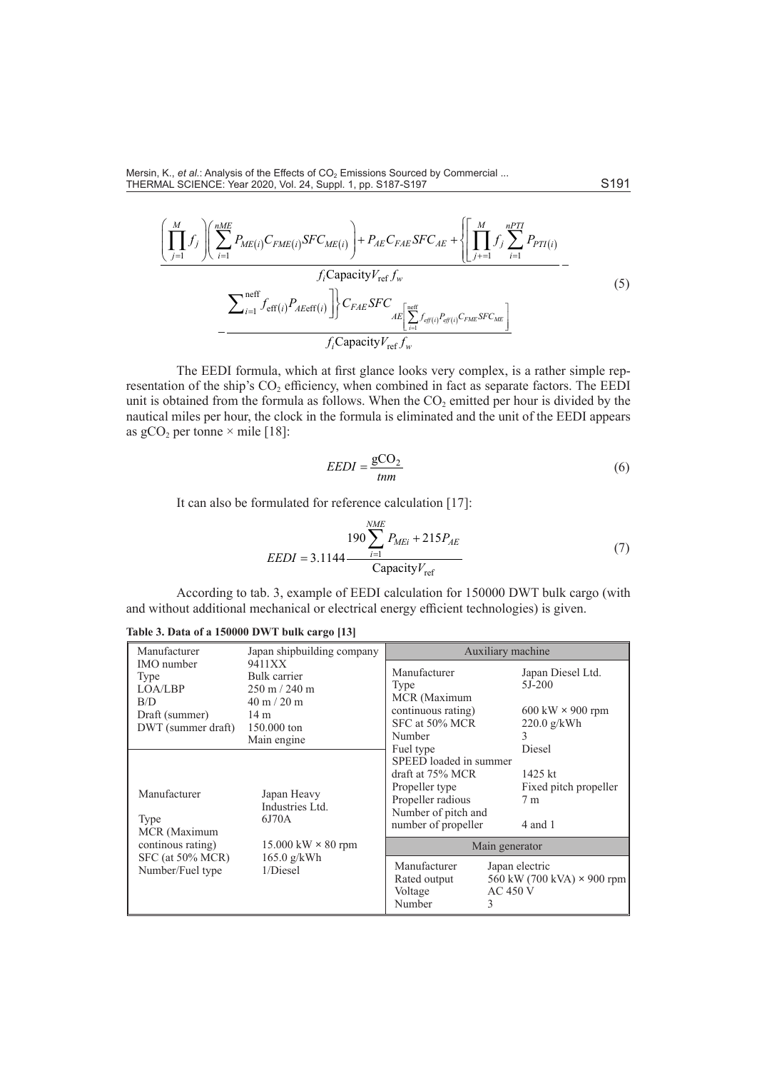$$\frac{\left(\prod_{j=1}^{M} f_j\right)\left(\sum_{i=1}^{nME} P_{ME(i)} C_{FME(i)} SFC_{ME(i)}\right) + P_{AE} C_{FAE} SFC_{AE} + \left\{\left[\prod_{j+=1}^{M} f_j \sum_{i=1}^{nPTI} P_{PTI(i)}\right.\right.}{f_i \text{Capacity} V_{\text{ref}} f_w} -$$
$$- \frac{\left.\left.\sum_{i=1}^{\text{neff}} f_{\text{eff}(i)} P_{AE\text{eff}(i)}\right]\right\} C_{FAE} SFC_{AE\left[\sum_{i=1}^{\text{neff}} f_{eff(i)} P_{eff(i)} C_{FME} SFC_{ME}\right]}}{f_i \text{Capacity} V_{\text{ref}} f_w} \tag{5}$$

The EEDI formula, which at first glance looks very complex, is a rather simple representation of the ship's $CO_2$ efficiency, when combined in fact as separate factors. The EEDI unit is obtained from the formula as follows. When the $CO_2$ emitted per hour is divided by the nautical miles per hour, the clock in the formula is eliminated and the unit of the EEDI appears as $gCO_2$ per tonne × mile [18]:

$$EEDI = \frac{\text{gCO}_2}{tnm} \tag{6}$$

It can also be formulated for reference calculation [17]:

$$EEDI = 3.1144 \frac{190 \sum_{i=1}^{NME} P_{MEi} + 215 P_{AE}}{\text{Capacity} V_{\text{ref}}} \tag{7}$$

According to tab. 3, example of EEDI calculation for 150000 DWT bulk cargo (with and without additional mechanical or electrical energy efficient technologies) is given.

**Table 3. Data of a 150000 DWT bulk cargo [13]**

| | | Auxiliary machine | |
|---|---|---|---|
| Manufacturer | Japan shipbuilding company | Manufacturer | Japan Diesel Ltd. |
| IMO number | 9411XX | Type | 5J-200 |
| Type | Bulk carrier | MCR (Maximum continuous rating) | 600 kW × 900 rpm |
| LOA/LBP | 250 m / 240 m | SFC at 50% MCR | 220.0 g/kWh |
| B/D | 40 m / 20 m | Number | 3 |
| Draft (summer) | 14 m | Fuel type | Diesel |
| DWT (summer draft) | 150.000 ton | SPEED loaded in summer draft at 75% MCR | 1425 kt |
| | Main engine | Propeller type | Fixed pitch propeller |
| Manufacturer | Japan Heavy Industries Ltd. | Propeller radious | 7 m |
| Type | 6J70A | Number of pitch and number of propeller | 4 and 1 |
| MCR (Maximum continous rating) | 15.000 kW × 80 rpm | Main generator | |
| SFC (at 50% MCR) | 165.0 g/kWh | Manufacturer | Japan electric |
| Number/Fuel type | 1/Diesel | Rated output | 560 kW (700 kVA) × 900 rpm |
| | | Voltage | AC 450 V |
| | | Number | 3 |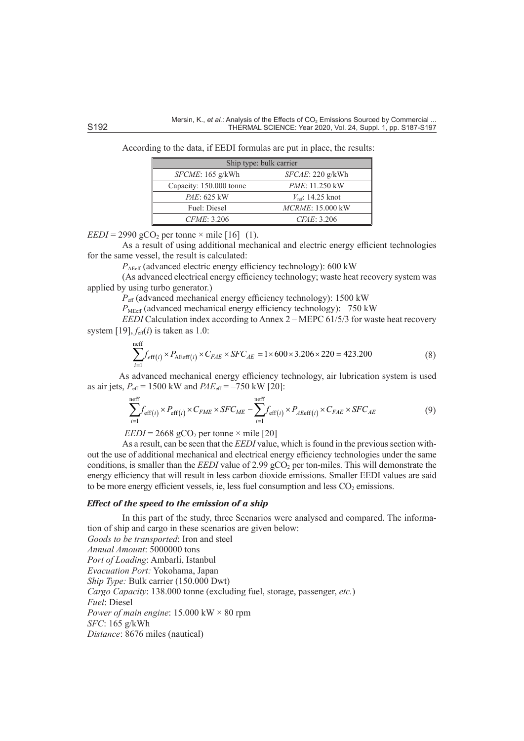According to the data, if EEDI formulas are put in place, the results:

| Ship type: bulk carrier | |
|---|---|
| *SFCME*: 165 g/kWh | *SFCAE*: 220 g/kWh |
| Capacity: 150.000 tonne | *PME*: 11.250 kW |
| *PAE*: 625 kW | $V_{ref}$: 14.25 knot |
| Fuel: Diesel | *MCRME*: 15.000 kW |
| *CFME*: 3.206 | *CFAE*: 3.206 |

$EEDI$ = 2990 g$CO_2$ per tonne × mile [16] (1).

As a result of using additional mechanical and electric energy efficient technologies for the same vessel, the result is calculated:

$P_{AEeff}$ (advanced electric energy efficiency technology): 600 kW

(As advanced electrical energy efficiency technology; waste heat recovery system was applied by using turbo generator.)

$P_{eff}$ (advanced mechanical energy efficiency technology): 1500 kW

$P_{MEeff}$ (advanced mechanical energy efficiency technology): –750 kW

*EEDI* Calculation index according to Annex 2 – MEPC 61/5/3 for waste heat recovery system [19], $f_{eff}(i)$ is taken as 1.0:

$$\sum_{i=1}^{\text{neff}} f_{\text{eff}(i)} \times P_{\text{AEeff}(i)} \times C_{FAE} \times SFC_{AE} = 1 \times 600 \times 3.206 \times 220 = 423.200 \tag{8}$$

As advanced mechanical energy efficiency technology, air lubrication system is used as air jets, $P_{eff}$ = 1500 kW and $PAE_{eff}$ = –750 kW [20]:

$$\sum_{i=1}^{\text{neff}} f_{\text{eff}(i)} \times P_{\text{eff}(i)} \times C_{FME} \times SFC_{ME} - \sum_{i=1}^{\text{neff}} f_{\text{eff}(i)} \times P_{AE\text{eff}(i)} \times C_{FAE} \times SFC_{AE} \tag{9}$$

$EEDI$ = 2668 g$CO_2$ per tonne × mile [20]

As a result, can be seen that the *EEDI* value, which is found in the previous section without the use of additional mechanical and electrical energy efficiency technologies under the same conditions, is smaller than the *EEDI* value of 2.99 g$CO_2$ per ton-miles. This will demonstrate the energy efficiency that will result in less carbon dioxide emissions. Smaller EEDI values are said to be more energy efficient vessels, ie, less fuel consumption and less $CO_2$ emissions.

### *Effect of the speed to the emission of a ship*

In this part of the study, three Scenarios were analysed and compared. The information of ship and cargo in these scenarios are given below:

*Goods to be transported*: Iron and steel
*Annual Amount*: 5000000 tons
*Port of Loading*: Ambarli, Istanbul
*Evacuation Port:* Yokohama, Japan
*Ship Type:* Bulk carrier (150.000 Dwt)
*Cargo Capacity*: 138.000 tonne (excluding fuel, storage, passenger, *etc.*)
*Fuel*: Diesel
*Power of main engine*: 15.000 kW × 80 rpm
*SFC*: 165 g/kWh
*Distance*: 8676 miles (nautical)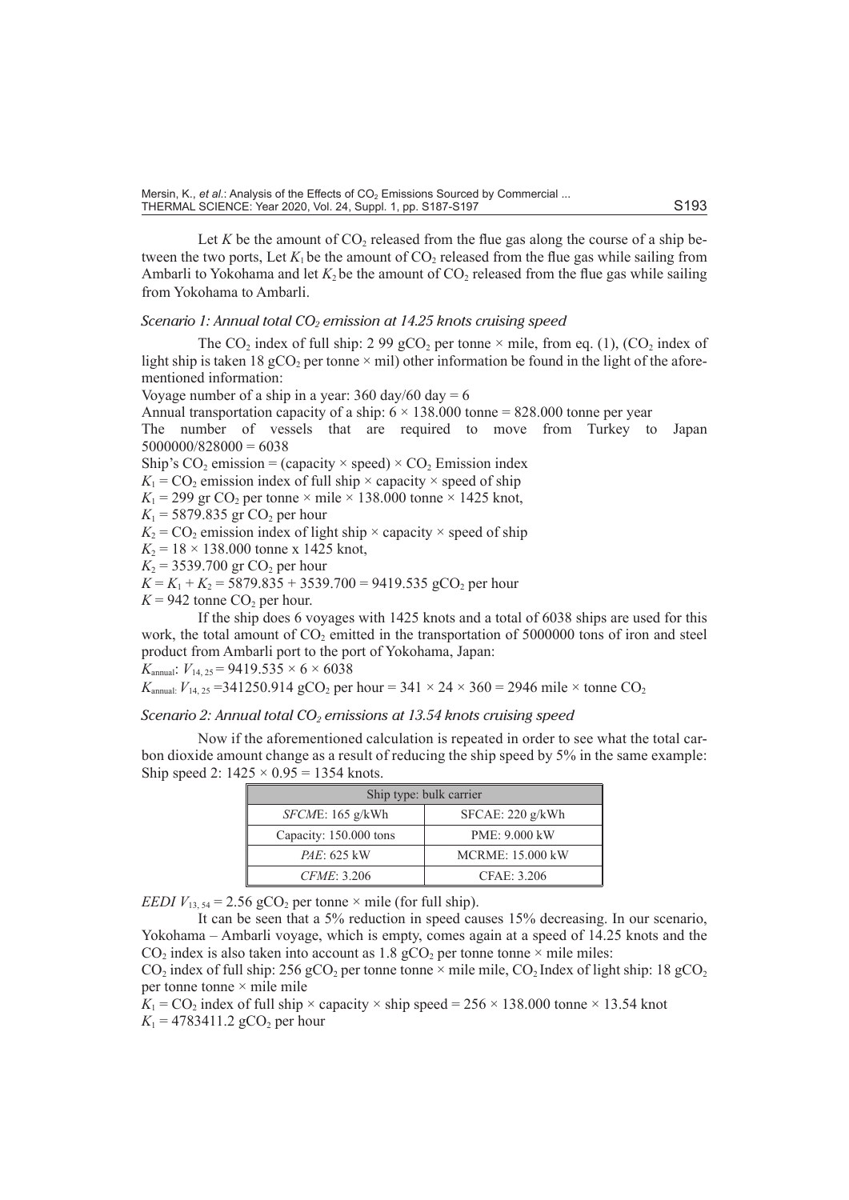Let $K$ be the amount of $CO_2$ released from the flue gas along the course of a ship between the two ports, Let $K_1$ be the amount of $CO_2$ released from the flue gas while sailing from Ambarli to Yokohama and let $K_2$ be the amount of $CO_2$ released from the flue gas while sailing from Yokohama to Ambarli.

### *Scenario 1: Annual total $CO_2$ emission at 14.25 knots cruising speed*

The $CO_2$ index of full ship: 2 99 $gCO_2$ per tonne × mile, from eq. (1), ($CO_2$ index of light ship is taken 18 $gCO_2$ per tonne × mil) other information be found in the light of the aforementioned information:

Voyage number of a ship in a year: 360 day/60 day = 6

Annual transportation capacity of a ship: 6 × 138.000 tonne = 828.000 tonne per year

The number of vessels that are required to move from Turkey to Japan 5000000/828000 = 6038

Ship's $CO_2$ emission = (capacity × speed) × $CO_2$ Emission index

$K_1$ = $CO_2$ emission index of full ship × capacity × speed of ship

$K_1$ = 299 gr $CO_2$ per tonne × mile × 138.000 tonne × 1425 knot,

$K_1$ = 5879.835 gr $CO_2$ per hour

$K_2$ = $CO_2$ emission index of light ship × capacity × speed of ship

$K_2$ = 18 × 138.000 tonne x 1425 knot,

$K_2$ = 3539.700 gr $CO_2$ per hour

$K = K_1 + K_2$ = 5879.835 + 3539.700 = 9419.535 $gCO_2$ per hour

$K$ = 942 tonne $CO_2$ per hour.

If the ship does 6 voyages with 1425 knots and a total of 6038 ships are used for this work, the total amount of $CO_2$ emitted in the transportation of 5000000 tons of iron and steel product from Ambarli port to the port of Yokohama, Japan:

$K_{\text{annual}}$: $V_{14,\,25}$ = 9419.535 × 6 × 6038

$K_{\text{annual}}$: $V_{14,\,25}$ =341250.914 $gCO_2$ per hour = 341 × 24 × 360 = 2946 mile × tonne $CO_2$

### *Scenario 2: Annual total $CO_2$ emissions at 13.54 knots cruising speed*

Now if the aforementioned calculation is repeated in order to see what the total carbon dioxide amount change as a result of reducing the ship speed by 5% in the same example: Ship speed 2: 1425 × 0.95 = 1354 knots.

| Ship type: bulk carrier | |
|---|---|
| *SFCME*: 165 g/kWh | SFCAE: 220 g/kWh |
| Capacity: 150.000 tons | PME: 9.000 kW |
| *PAE*: 625 kW | MCRME: 15.000 kW |
| *CFME*: 3.206 | CFAE: 3.206 |

*EEDI* $V_{13,\,54}$ = 2.56 $gCO_2$ per tonne × mile (for full ship).

It can be seen that a 5% reduction in speed causes 15% decreasing. In our scenario, Yokohama – Ambarli voyage, which is empty, comes again at a speed of 14.25 knots and the $CO_2$ index is also taken into account as 1.8 $gCO_2$ per tonne tonne × mile miles:

$CO_2$ index of full ship: 256 $gCO_2$ per tonne tonne × mile mile, $CO_2$ Index of light ship: 18 $gCO_2$ per tonne tonne × mile mile

$K_1$ = $CO_2$ index of full ship × capacity × ship speed = 256 × 138.000 tonne × 13.54 knot

$K_1$ = 4783411.2 $gCO_2$ per hour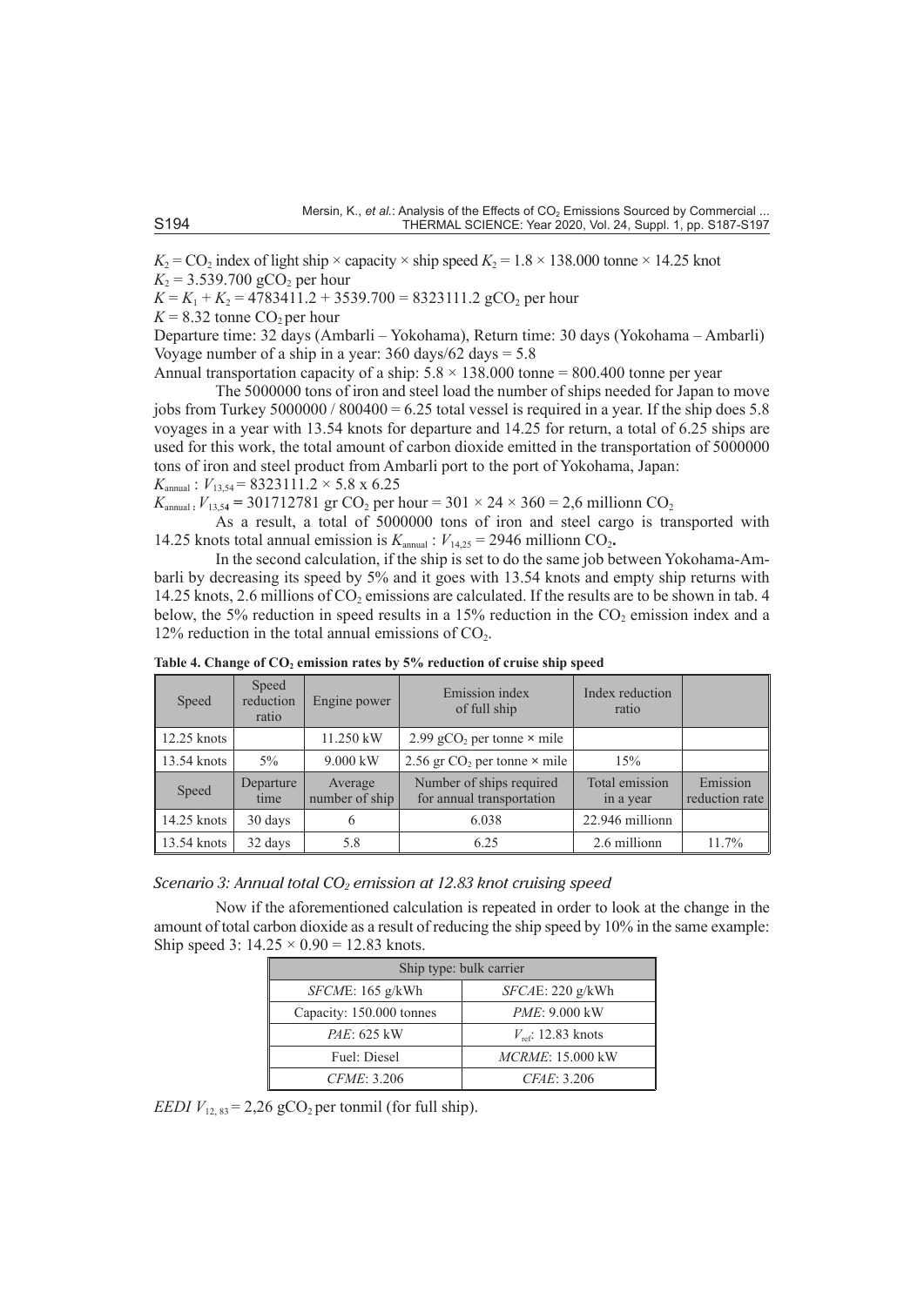$K_2$ = $CO_2$ index of light ship × capacity × ship speed $K_2$ = 1.8 × 138.000 tonne × 14.25 knot

$K_2$ = 3.539.700 g$CO_2$ per hour

$K = K_1 + K_2$ = 4783411.2 + 3539.700 = 8323111.2 g$CO_2$ per hour

$K$ = 8.32 tonne $CO_2$ per hour

Departure time: 32 days (Ambarli – Yokohama), Return time: 30 days (Yokohama – Ambarli)

Voyage number of a ship in a year: 360 days/62 days = 5.8

Annual transportation capacity of a ship: 5.8 × 138.000 tonne = 800.400 tonne per year

The 5000000 tons of iron and steel load the number of ships needed for Japan to move jobs from Turkey 5000000 / 800400 = 6.25 total vessel is required in a year. If the ship does 5.8 voyages in a year with 13.54 knots for departure and 14.25 for return, a total of 6.25 ships are used for this work, the total amount of carbon dioxide emitted in the transportation of 5000000 tons of iron and steel product from Ambarli port to the port of Yokohama, Japan:

$K_{\text{annual}}$ : $V_{13,54}$ = 8323111.2 × 5.8 x 6.25

$K_{\text{annual}}$ : $V_{13,54}$ **=** 301712781 gr $CO_2$ per hour = 301 × 24 × 360 = 2,6 millionn $CO_2$

As a result, a total of 5000000 tons of iron and steel cargo is transported with 14.25 knots total annual emission is $K_{\text{annual}}$ : $V_{14,25}$ = 2946 millionn $CO_2$**.**

In the second calculation, if the ship is set to do the same job between Yokohama-Ambarli by decreasing its speed by 5% and it goes with 13.54 knots and empty ship returns with 14.25 knots, 2.6 millions of $CO_2$ emissions are calculated. If the results are to be shown in tab. 4 below, the 5% reduction in speed results in a 15% reduction in the $CO_2$ emission index and a 12% reduction in the total annual emissions of $CO_2$.

**Table 4. Change of $CO_2$ emission rates by 5% reduction of cruise ship speed**

| Speed | Speed reduction ratio | Engine power | Emission index of full ship | Index reduction ratio | |
|---|---|---|---|---|---|
| 12.25 knots | | 11.250 kW | 2.99 g$CO_2$ per tonne × mile | | |
| 13.54 knots | 5% | 9.000 kW | 2.56 gr $CO_2$ per tonne × mile | 15% | |
| Speed | Departure time | Average number of ship | Number of ships required for annual transportation | Total emission in a year | Emission reduction rate |
| 14.25 knots | 30 days | 6 | 6.038 | 22.946 millionn | |
| 13.54 knots | 32 days | 5.8 | 6.25 | 2.6 millionn | 11.7% |

### *Scenario 3: Annual total $CO_2$ emission at 12.83 knot cruising speed*

Now if the aforementioned calculation is repeated in order to look at the change in the amount of total carbon dioxide as a result of reducing the ship speed by 10% in the same example: Ship speed 3: 14.25 × 0.90 = 12.83 knots.

| Ship type: bulk carrier | |
|---|---|
| *SFCME*: 165 g/kWh | *SFCAE*: 220 g/kWh |
| Capacity: 150.000 tonnes | *PME*: 9.000 kW |
| *PAE*: 625 kW | $V_{\text{ref}}$: 12.83 knots |
| Fuel: Diesel | *MCRME*: 15.000 kW |
| *CFME*: 3.206 | *CFAE*: 3.206 |

*EEDI* $V_{12,83}$ = 2,26 g$CO_2$ per tonmil (for full ship).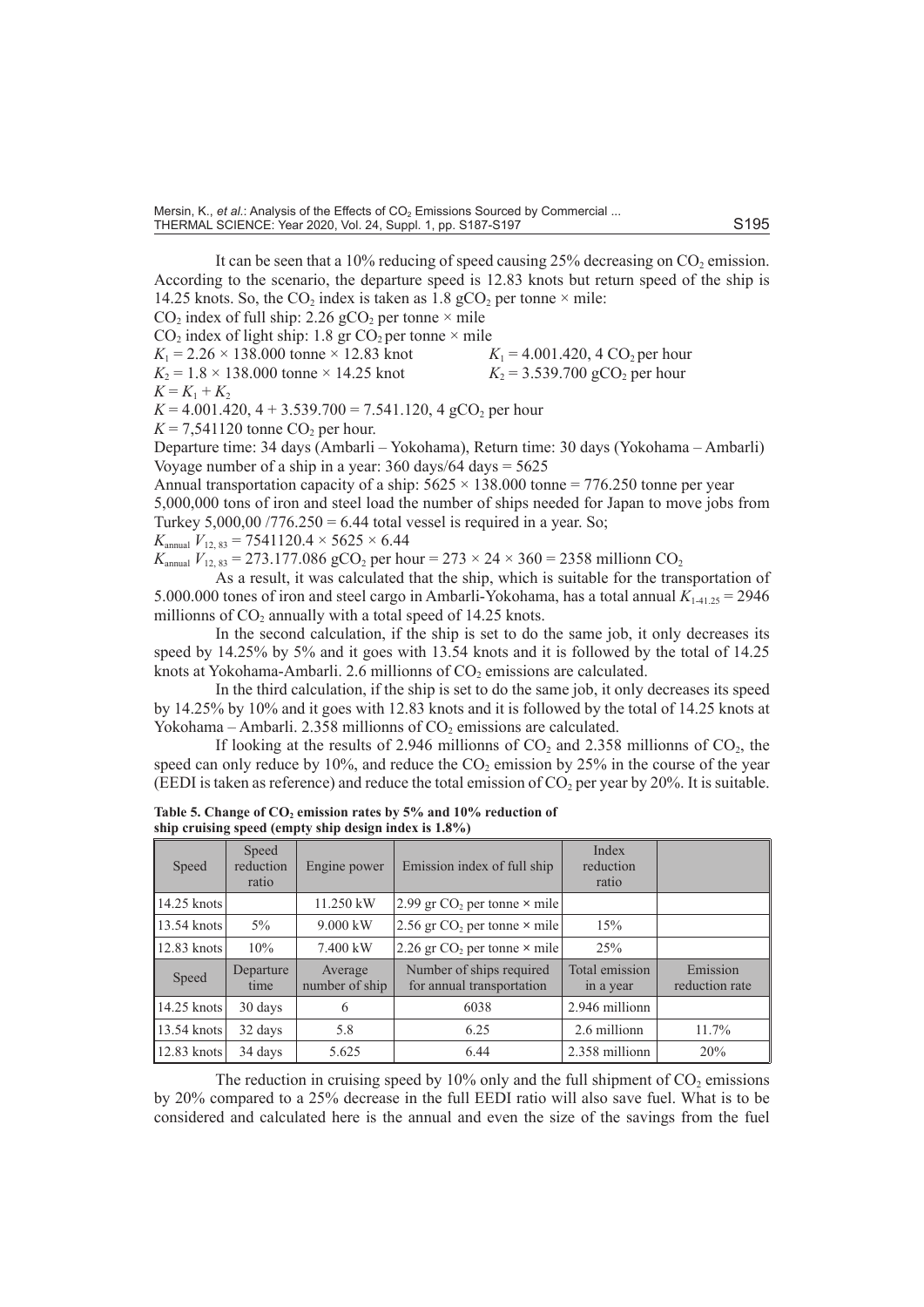It can be seen that a 10% reducing of speed causing 25% decreasing on $CO_2$ emission. According to the scenario, the departure speed is 12.83 knots but return speed of the ship is 14.25 knots. So, the $CO_2$ index is taken as 1.8 $gCO_2$ per tonne × mile:

$CO_2$ index of full ship: 2.26 $gCO_2$ per tonne × mile

$CO_2$ index of light ship: 1.8 gr $CO_2$ per tonne × mile

$K_1 = 2.26 \times 138.000$ tonne × 12.83 knot $\qquad K_1 = 4.001.420, 4$ $CO_2$ per hour

$K_2 = 1.8 \times 138.000$ tonne × 14.25 knot $\qquad K_2 = 3.539.700$ $gCO_2$ per hour

$K = K_1 + K_2$

$K = 4.001.420, 4 + 3.539.700 = 7.541.120, 4$ $gCO_2$ per hour

$K = 7{,}541120$ tonne $CO_2$ per hour.

Departure time: 34 days (Ambarli – Yokohama), Return time: 30 days (Yokohama – Ambarli)

Voyage number of a ship in a year: 360 days/64 days = 5625

Annual transportation capacity of a ship: 5625 × 138.000 tonne = 776.250 tonne per year

5,000,000 tons of iron and steel load the number of ships needed for Japan to move jobs from Turkey 5,000,00 /776.250 = 6.44 total vessel is required in a year. So;

$K_{\text{annual}}$ $V_{12,\,83} = 7541120.4 \times 5625 \times 6.44$

$K_{\text{annual}}$ $V_{12,\,83} = 273.177.086$ $gCO_2$ per hour $= 273 \times 24 \times 360 = 2358$ millionn $CO_2$

As a result, it was calculated that the ship, which is suitable for the transportation of 5.000.000 tones of iron and steel cargo in Ambarli-Yokohama, has a total annual $K_{1\text{-}41.25} = 2946$ millionns of $CO_2$ annually with a total speed of 14.25 knots.

In the second calculation, if the ship is set to do the same job, it only decreases its speed by 14.25% by 5% and it goes with 13.54 knots and it is followed by the total of 14.25 knots at Yokohama-Ambarli. 2.6 millionns of $CO_2$ emissions are calculated.

In the third calculation, if the ship is set to do the same job, it only decreases its speed by 14.25% by 10% and it goes with 12.83 knots and it is followed by the total of 14.25 knots at Yokohama – Ambarli. 2.358 millionns of $CO_2$ emissions are calculated.

If looking at the results of 2.946 millionns of $CO_2$ and 2.358 millionns of $CO_2$, the speed can only reduce by 10%, and reduce the $CO_2$ emission by 25% in the course of the year (EEDI is taken as reference) and reduce the total emission of $CO_2$ per year by 20%. It is suitable.

**Table 5. Change of $CO_2$ emission rates by 5% and 10% reduction of ship cruising speed (empty ship design index is 1.8%)**

| Speed | Speed reduction ratio | Engine power | Emission index of full ship | Index reduction ratio | |
|---|---|---|---|---|---|
| 14.25 knots | | 11.250 kW | 2.99 gr $CO_2$ per tonne × mile | | |
| 13.54 knots | 5% | 9.000 kW | 2.56 gr $CO_2$ per tonne × mile | 15% | |
| 12.83 knots | 10% | 7.400 kW | 2.26 gr $CO_2$ per tonne × mile | 25% | |
| Speed | Departure time | Average number of ship | Number of ships required for annual transportation | Total emission in a year | Emission reduction rate |
| 14.25 knots | 30 days | 6 | 6038 | 2.946 millionn | |
| 13.54 knots | 32 days | 5.8 | 6.25 | 2.6 millionn | 11.7% |
| 12.83 knots | 34 days | 5.625 | 6.44 | 2.358 millionn | 20% |

The reduction in cruising speed by 10% only and the full shipment of $CO_2$ emissions by 20% compared to a 25% decrease in the full EEDI ratio will also save fuel. What is to be considered and calculated here is the annual and even the size of the savings from the fuel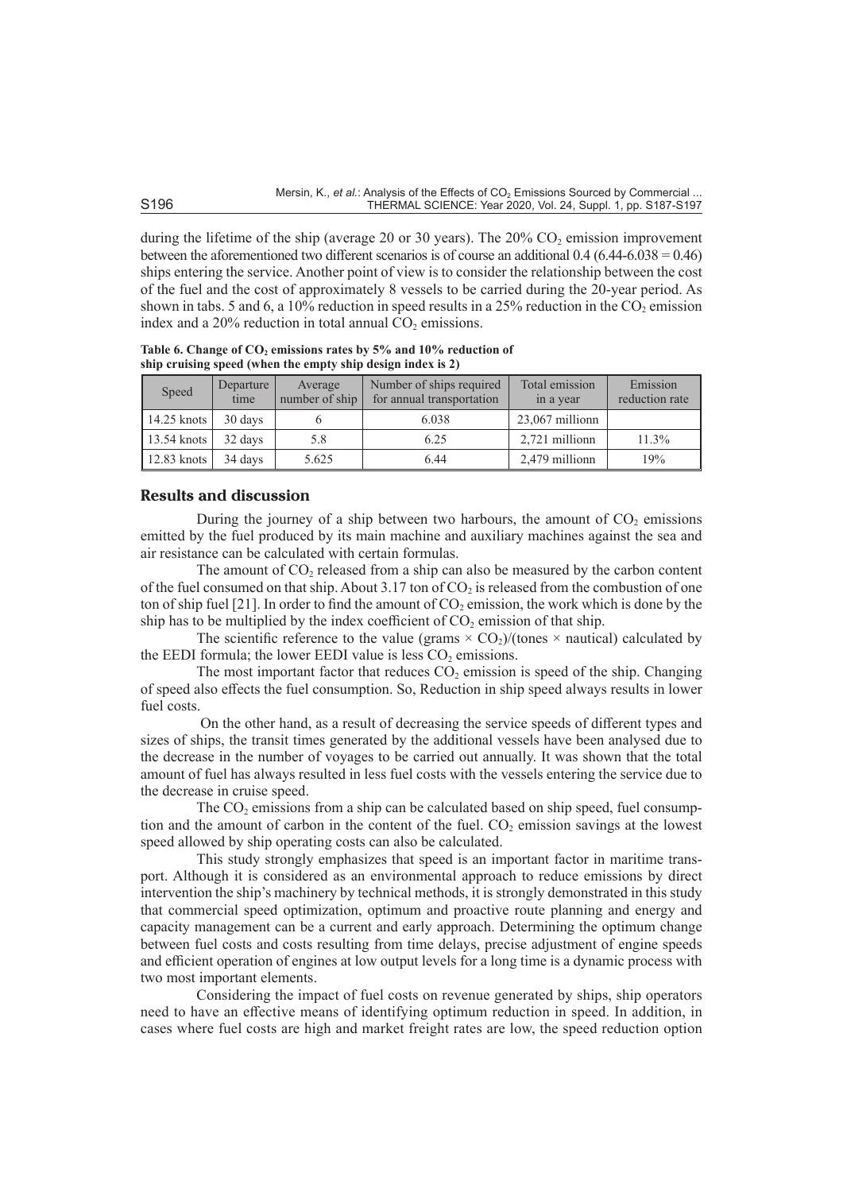during the lifetime of the ship (average 20 or 30 years). The 20% $CO_2$ emission improvement between the aforementioned two different scenarios is of course an additional 0.4 (6.44-6.038 = 0.46) ships entering the service. Another point of view is to consider the relationship between the cost of the fuel and the cost of approximately 8 vessels to be carried during the 20-year period. As shown in tabs. 5 and 6, a 10% reduction in speed results in a 25% reduction in the $CO_2$ emission index and a 20% reduction in total annual $CO_2$ emissions.

**Table 6. Change of $CO_2$ emissions rates by 5% and 10% reduction of ship cruising speed (when the empty ship design index is 2)**

| Speed | Departure time | Average number of ship | Number of ships required for annual transportation | Total emission in a year | Emission reduction rate |
|---|---|---|---|---|---|
| 14.25 knots | 30 days | 6 | 6.038 | 23,067 millionn | |
| 13.54 knots | 32 days | 5.8 | 6.25 | 2,721 millionn | 11.3% |
| 12.83 knots | 34 days | 5.625 | 6.44 | 2,479 millionn | 19% |

## Results and discussion

During the journey of a ship between two harbours, the amount of $CO_2$ emissions emitted by the fuel produced by its main machine and auxiliary machines against the sea and air resistance can be calculated with certain formulas.

The amount of $CO_2$ released from a ship can also be measured by the carbon content of the fuel consumed on that ship. About 3.17 ton of $CO_2$ is released from the combustion of one ton of ship fuel [21]. In order to find the amount of $CO_2$ emission, the work which is done by the ship has to be multiplied by the index coefficient of $CO_2$ emission of that ship.

The scientific reference to the value (grams × $CO_2$)/(tones × nautical) calculated by the EEDI formula; the lower EEDI value is less $CO_2$ emissions.

The most important factor that reduces $CO_2$ emission is speed of the ship. Changing of speed also effects the fuel consumption. So, Reduction in ship speed always results in lower fuel costs.

On the other hand, as a result of decreasing the service speeds of different types and sizes of ships, the transit times generated by the additional vessels have been analysed due to the decrease in the number of voyages to be carried out annually. It was shown that the total amount of fuel has always resulted in less fuel costs with the vessels entering the service due to the decrease in cruise speed.

The $CO_2$ emissions from a ship can be calculated based on ship speed, fuel consumption and the amount of carbon in the content of the fuel. $CO_2$ emission savings at the lowest speed allowed by ship operating costs can also be calculated.

This study strongly emphasizes that speed is an important factor in maritime transport. Although it is considered as an environmental approach to reduce emissions by direct intervention the ship's machinery by technical methods, it is strongly demonstrated in this study that commercial speed optimization, optimum and proactive route planning and energy and capacity management can be a current and early approach. Determining the optimum change between fuel costs and costs resulting from time delays, precise adjustment of engine speeds and efficient operation of engines at low output levels for a long time is a dynamic process with two most important elements.

Considering the impact of fuel costs on revenue generated by ships, ship operators need to have an effective means of identifying optimum reduction in speed. In addition, in cases where fuel costs are high and market freight rates are low, the speed reduction option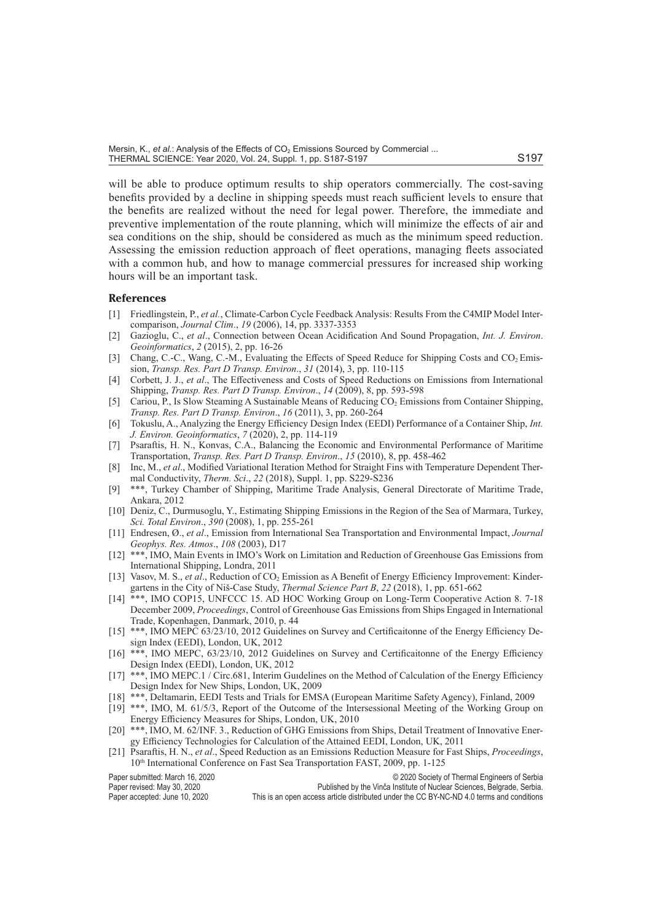will be able to produce optimum results to ship operators commercially. The cost-saving benefits provided by a decline in shipping speeds must reach sufficient levels to ensure that the benefits are realized without the need for legal power. Therefore, the immediate and preventive implementation of the route planning, which will minimize the effects of air and sea conditions on the ship, should be considered as much as the minimum speed reduction. Assessing the emission reduction approach of fleet operations, managing fleets associated with a common hub, and how to manage commercial pressures for increased ship working hours will be an important task.

## References

[1] Friedlingstein, P., *et al.*, Climate-Carbon Cycle Feedback Analysis: Results From the C4MIP Model Intercomparison, *Journal Clim*., *19* (2006), 14, pp. 3337-3353

[2] Gazioglu, C., *et al*., Connection between Ocean Acidification And Sound Propagation, *Int. J. Environ*. *Geoinformatics*, *2* (2015), 2, pp. 16-26

[3] Chang, C.-C., Wang, C.-M., Evaluating the Effects of Speed Reduce for Shipping Costs and $CO_2$ Emission, *Transp. Res. Part D Transp. Environ*., *31* (2014), 3, pp. 110-115

[4] Corbett, J. J., *et al*., The Effectiveness and Costs of Speed Reductions on Emissions from International Shipping, *Transp. Res. Part D Transp. Environ*., *14* (2009), 8, pp. 593-598

[5] Cariou, P., Is Slow Steaming A Sustainable Means of Reducing $CO_2$ Emissions from Container Shipping, *Transp. Res. Part D Transp. Environ*., *16* (2011), 3, pp. 260-264

[6] Tokuslu, A., Analyzing the Energy Efficiency Design Index (EEDI) Performance of a Container Ship, *Int. J. Environ. Geoinformatics*, *7* (2020), 2, pp. 114-119

[7] Psaraftis, H. N., Konvas, C.A., Balancing the Economic and Environmental Performance of Maritime Transportation, *Transp. Res. Part D Transp. Environ*., *15* (2010), 8, pp. 458-462

[8] Inc, M., *et al*., Modified Variational Iteration Method for Straight Fins with Temperature Dependent Thermal Conductivity, *Therm. Sci*., *22* (2018), Suppl. 1, pp. S229-S236

[9] \*\*\*, Turkey Chamber of Shipping, Maritime Trade Analysis, General Directorate of Maritime Trade, Ankara, 2012

[10] Deniz, C., Durmusoglu, Y., Estimating Shipping Emissions in the Region of the Sea of Marmara, Turkey, *Sci. Total Environ*., *390* (2008), 1, pp. 255-261

[11] Endresen, Ø., *et al*., Emission from International Sea Transportation and Environmental Impact, *Journal Geophys. Res. Atmos*., *108* (2003), D17

[12] \*\*\*, IMO, Main Events in IMO's Work on Limitation and Reduction of Greenhouse Gas Emissions from International Shipping, Londra, 2011

[13] Vasov, M. S., *et al*., Reduction of $CO_2$ Emission as A Benefit of Energy Efficiency Improvement: Kindergartens in the City of Niš-Case Study, *Thermal Science Part B*, *22* (2018), 1, pp. 651-662

[14] \*\*\*, IMO COP15, UNFCCC 15. AD HOC Working Group on Long-Term Cooperative Action 8. 7-18 December 2009, *Proceedings*, Control of Greenhouse Gas Emissions from Ships Engaged in International Trade, Kopenhagen, Danmark, 2010, p. 44

[15] \*\*\*, IMO MEPC 63/23/10, 2012 Guidelines on Survey and Certificaitonne of the Energy Efficiency Design Index (EEDI), London, UK, 2012

[16] \*\*\*, IMO MEPC, 63/23/10, 2012 Guidelines on Survey and Certificaitonne of the Energy Efficiency Design Index (EEDI), London, UK, 2012

[17] \*\*\*, IMO MEPC.1 / Circ.681, Interim Guidelines on the Method of Calculation of the Energy Efficiency Design Index for New Ships, London, UK, 2009

[18] \*\*\*, Deltamarin, EEDI Tests and Trials for EMSA (European Maritime Safety Agency), Finland, 2009

[19] \*\*\*, IMO, M. 61/5/3, Report of the Outcome of the Intersessional Meeting of the Working Group on Energy Efficiency Measures for Ships, London, UK, 2010

[20] \*\*\*, IMO, M. 62/INF. 3., Reduction of GHG Emissions from Ships, Detail Treatment of Innovative Energy Efficiency Technologies for Calculation of the Attained EEDI, London, UK, 2011

[21] Psaraftis, H. N., *et al*., Speed Reduction as an Emissions Reduction Measure for Fast Ships, *Proceedings*, 10th International Conference on Fast Sea Transportation FAST, 2009, pp. 1-125

Paper submitted: March 16, 2020
Paper revised: May 30, 2020
Paper accepted: June 10, 2020

© 2020 Society of Thermal Engineers of Serbia
Published by the Vinča Institute of Nuclear Sciences, Belgrade, Serbia.
This is an open access article distributed under the CC BY-NC-ND 4.0 terms and conditions